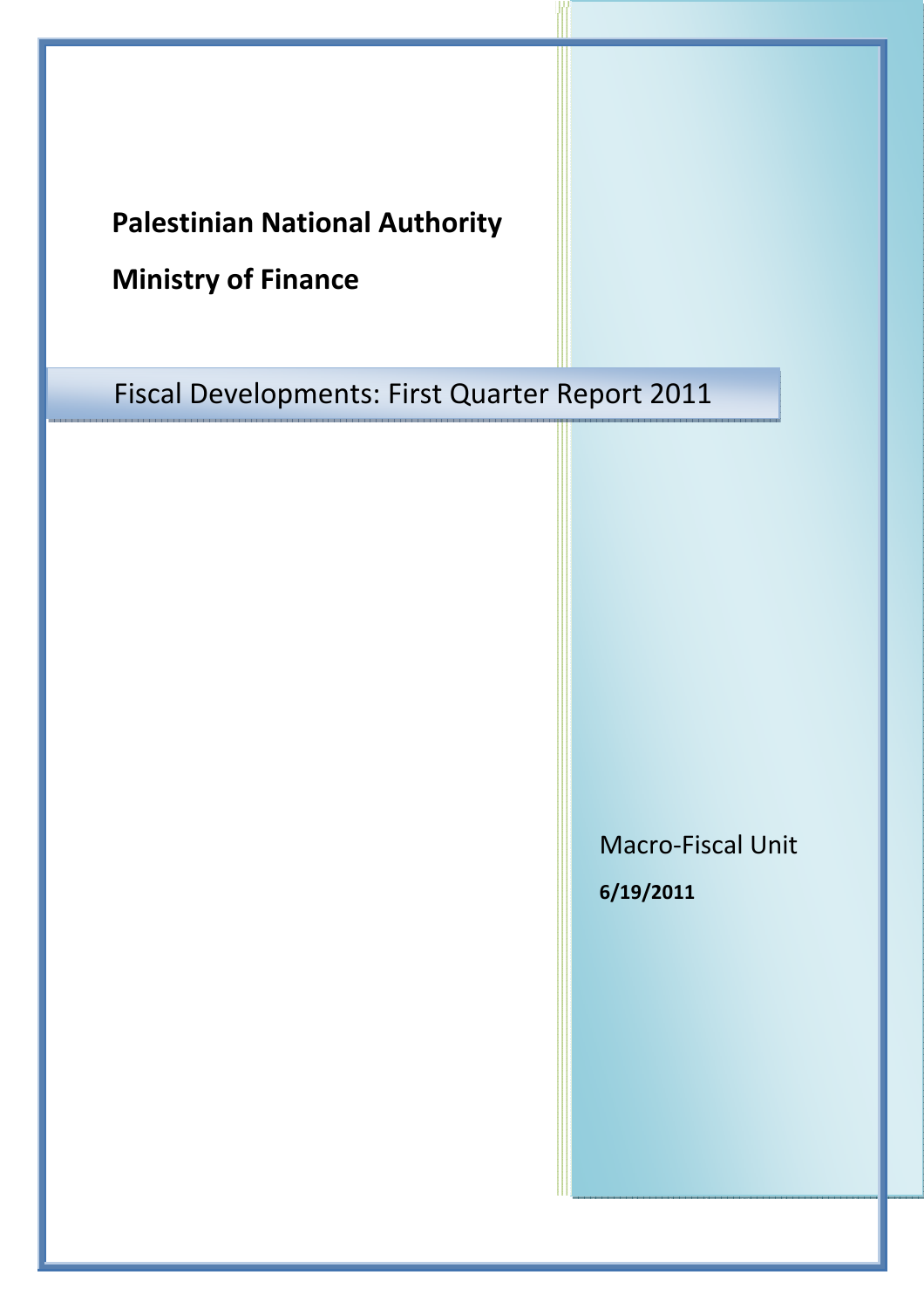**Palestinian National Authority**

**Ministry of Finance**

# Fiscal Developments: First Quarter Report 2011

Macro-Fiscal Unit

**6/19/2011**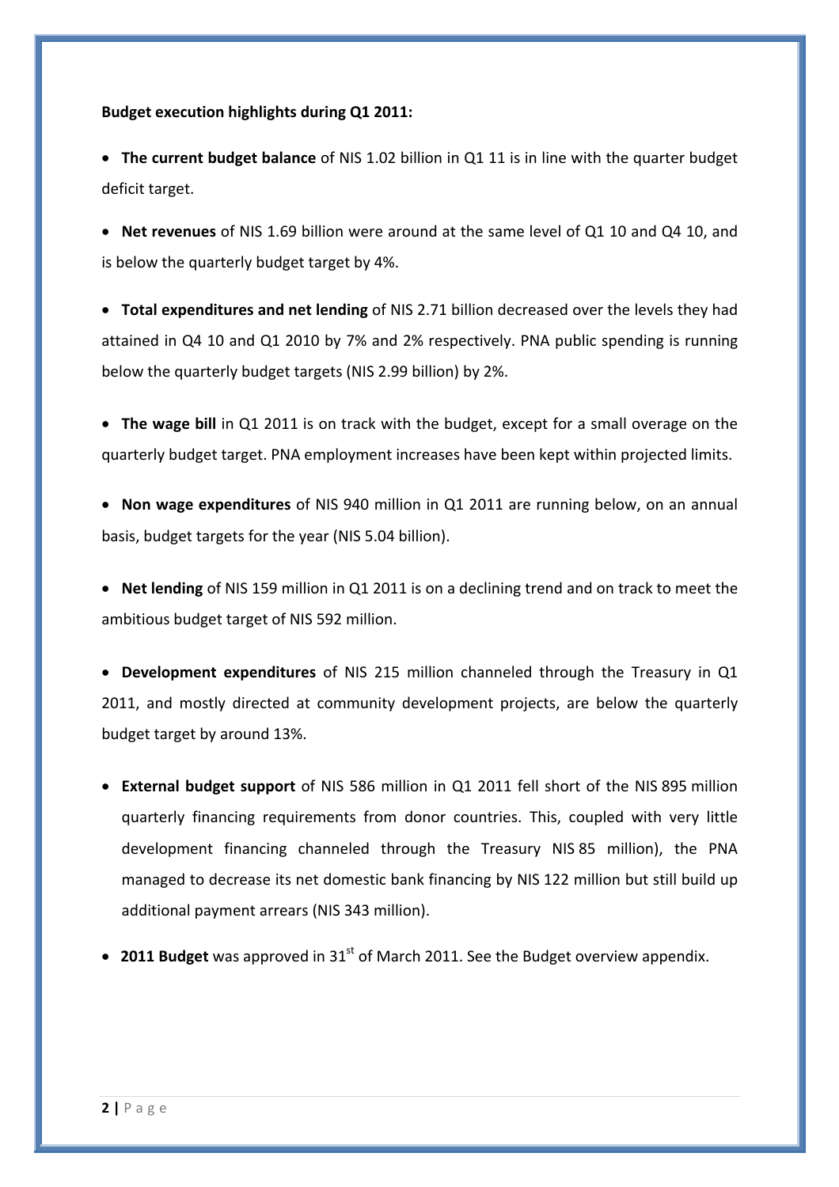**Budget execution highlights during Q1 2011:**

- **The current budget balance** of NIS 1.02 billion in Q1 11 is in line with the quarter budget deficit target.

- **Net revenues** of NIS 1.69 billion were around at the same level of Q1 10 and Q4 10, and is below the quarterly budget target by 4%.

- **Total expenditures and net lending** of NIS 2.71 billion decreased over the levels they had attained in Q4 10 and Q1 2010 by 7% and 2% respectively. PNA public spending is running below the quarterly budget targets (NIS 2.99 billion) by 2%.

- **The wage bill** in Q1 2011 is on track with the budget, except for a small overage on the quarterly budget target. PNA employment increases have been kept within projected limits.

- **Non wage expenditures** of NIS 940 million in Q1 2011 are running below, on an annual basis, budget targets for the year (NIS 5.04 billion).

- **Net lending** of NIS 159 million in Q1 2011 is on a declining trend and on track to meet the ambitious budget target of NIS 592 million.

- **Development expenditures** of NIS 215 million channeled through the Treasury in Q1 2011, and mostly directed at community development projects, are below the quarterly budget target by around 13%.

- **External budget support** of NIS 586 million in Q1 2011 fell short of the NIS 895 million quarterly financing requirements from donor countries. This, coupled with very little development financing channeled through the Treasury NIS 85 million), the PNA managed to decrease its net domestic bank financing by NIS 122 million but still build up additional payment arrears (NIS 343 million).

- **2011 Budget** was approved in 31st of March 2011. See the Budget overview appendix.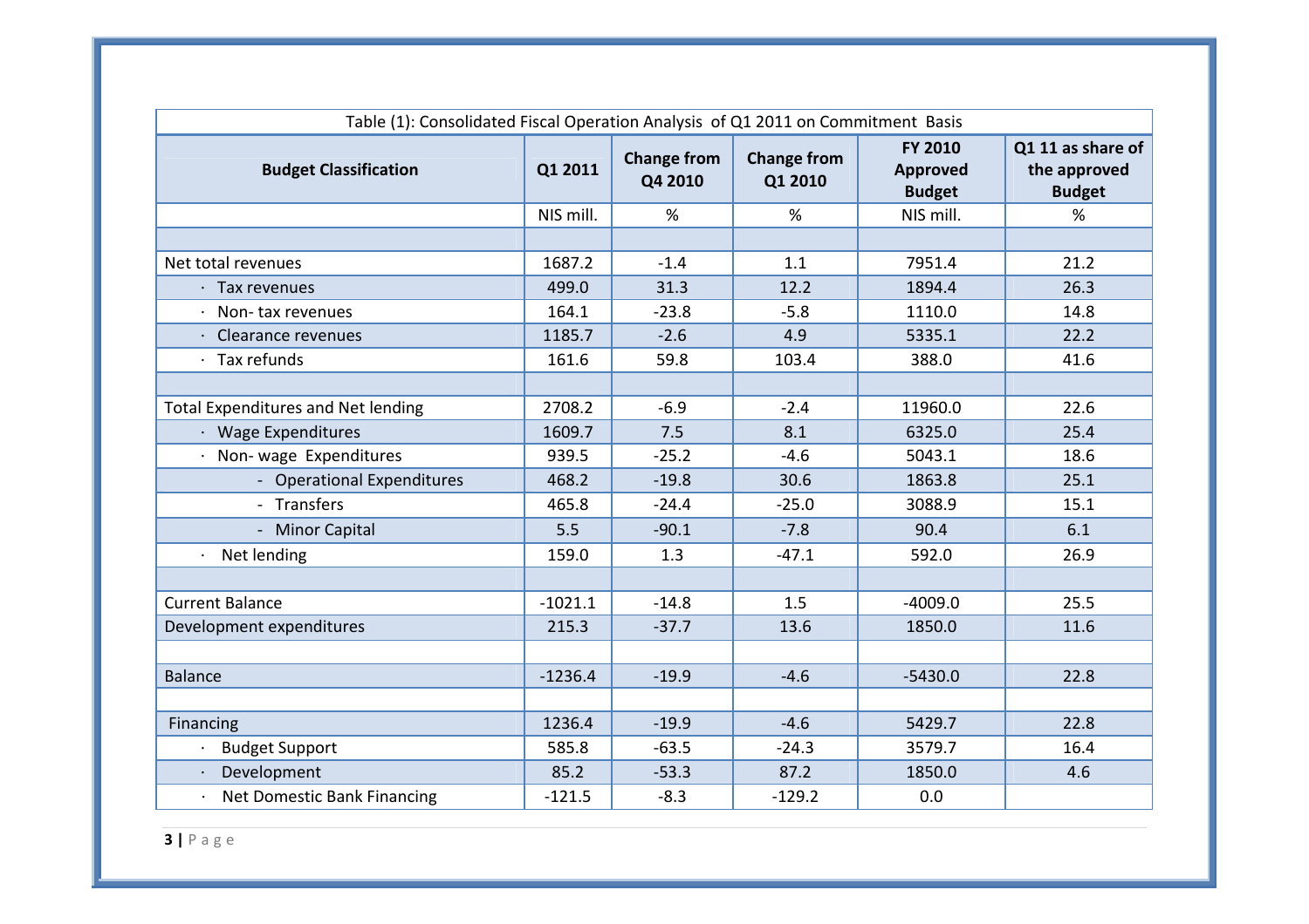Table (1): Consolidated Fiscal Operation Analysis of Q1 2011 on Commitment Basis

| Budget Classification | Q1 2011 | Change from Q4 2010 | Change from Q1 2010 | FY 2010 Approved Budget | Q1 11 as share of the approved Budget |
|---|---|---|---|---|---|
| | NIS mill. | % | % | NIS mill. | % |
| | | | | | |
| Net total revenues | 1687.2 | -1.4 | 1.1 | 7951.4 | 21.2 |
| · Tax revenues | 499.0 | 31.3 | 12.2 | 1894.4 | 26.3 |
| · Non- tax revenues | 164.1 | -23.8 | -5.8 | 1110.0 | 14.8 |
| · Clearance revenues | 1185.7 | -2.6 | 4.9 | 5335.1 | 22.2 |
| · Tax refunds | 161.6 | 59.8 | 103.4 | 388.0 | 41.6 |
| | | | | | |
| Total Expenditures and Net lending | 2708.2 | -6.9 | -2.4 | 11960.0 | 22.6 |
| · Wage Expenditures | 1609.7 | 7.5 | 8.1 | 6325.0 | 25.4 |
| · Non- wage Expenditures | 939.5 | -25.2 | -4.6 | 5043.1 | 18.6 |
| - Operational Expenditures | 468.2 | -19.8 | 30.6 | 1863.8 | 25.1 |
| - Transfers | 465.8 | -24.4 | -25.0 | 3088.9 | 15.1 |
| - Minor Capital | 5.5 | -90.1 | -7.8 | 90.4 | 6.1 |
| · Net lending | 159.0 | 1.3 | -47.1 | 592.0 | 26.9 |
| | | | | | |
| Current Balance | -1021.1 | -14.8 | 1.5 | -4009.0 | 25.5 |
| Development expenditures | 215.3 | -37.7 | 13.6 | 1850.0 | 11.6 |
| | | | | | |
| Balance | -1236.4 | -19.9 | -4.6 | -5430.0 | 22.8 |
| | | | | | |
| Financing | 1236.4 | -19.9 | -4.6 | 5429.7 | 22.8 |
| · Budget Support | 585.8 | -63.5 | -24.3 | 3579.7 | 16.4 |
| · Development | 85.2 | -53.3 | 87.2 | 1850.0 | 4.6 |
| · Net Domestic Bank Financing | -121.5 | -8.3 | -129.2 | 0.0 | |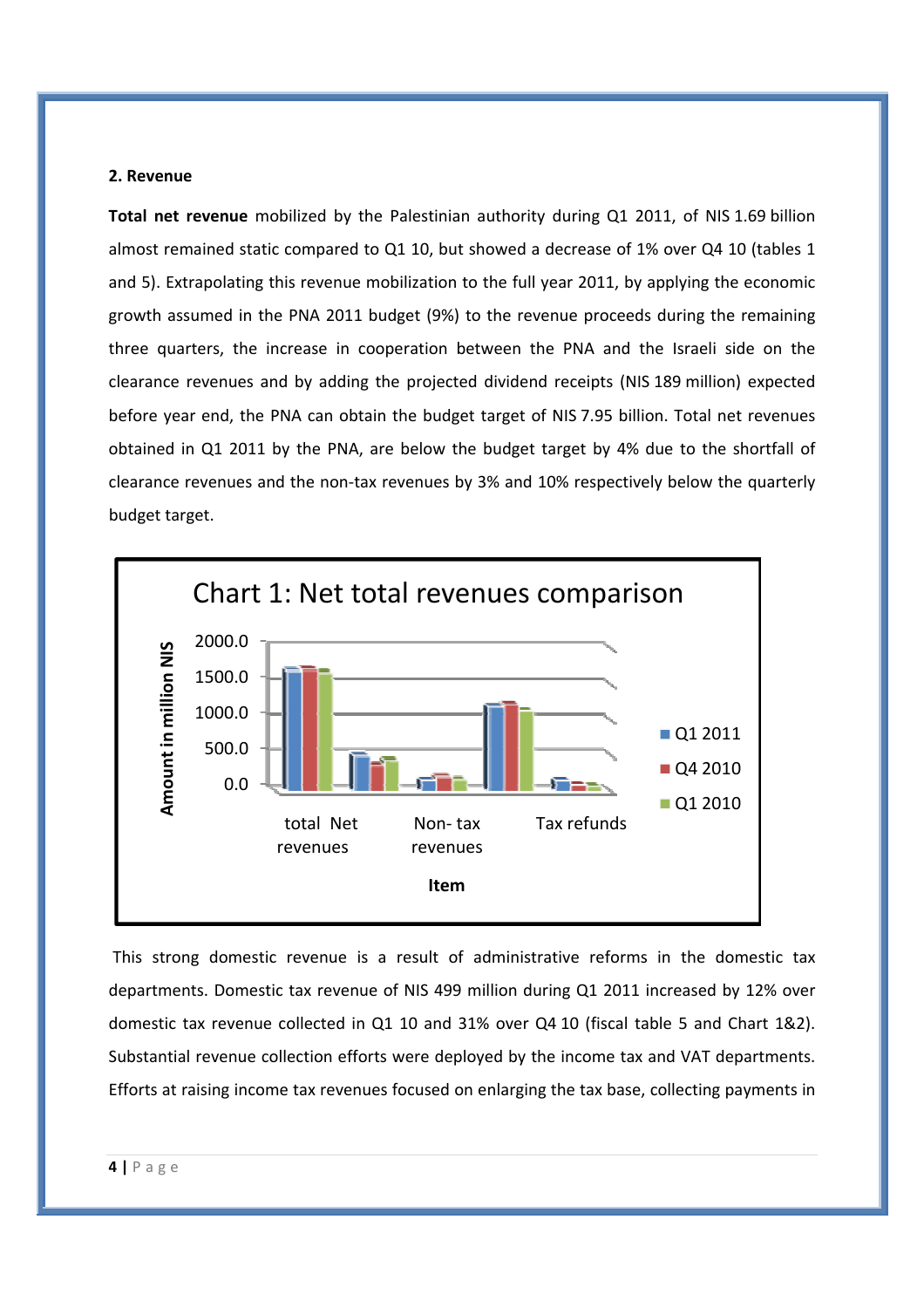**2. Revenue**

**Total net revenue** mobilized by the Palestinian authority during Q1 2011, of NIS 1.69 billion almost remained static compared to Q1 10, but showed a decrease of 1% over Q4 10 (tables 1 and 5). Extrapolating this revenue mobilization to the full year 2011, by applying the economic growth assumed in the PNA 2011 budget (9%) to the revenue proceeds during the remaining three quarters, the increase in cooperation between the PNA and the Israeli side on the clearance revenues and by adding the projected dividend receipts (NIS 189 million) expected before year end, the PNA can obtain the budget target of NIS 7.95 billion. Total net revenues obtained in Q1 2011 by the PNA, are below the budget target by 4% due to the shortfall of clearance revenues and the non-tax revenues by 3% and 10% respectively below the quarterly budget target.

Chart 1: Net total revenues comparison

This strong domestic revenue is a result of administrative reforms in the domestic tax departments. Domestic tax revenue of NIS 499 million during Q1 2011 increased by 12% over domestic tax revenue collected in Q1 10 and 31% over Q4 10 (fiscal table 5 and Chart 1&2). Substantial revenue collection efforts were deployed by the income tax and VAT departments. Efforts at raising income tax revenues focused on enlarging the tax base, collecting payments in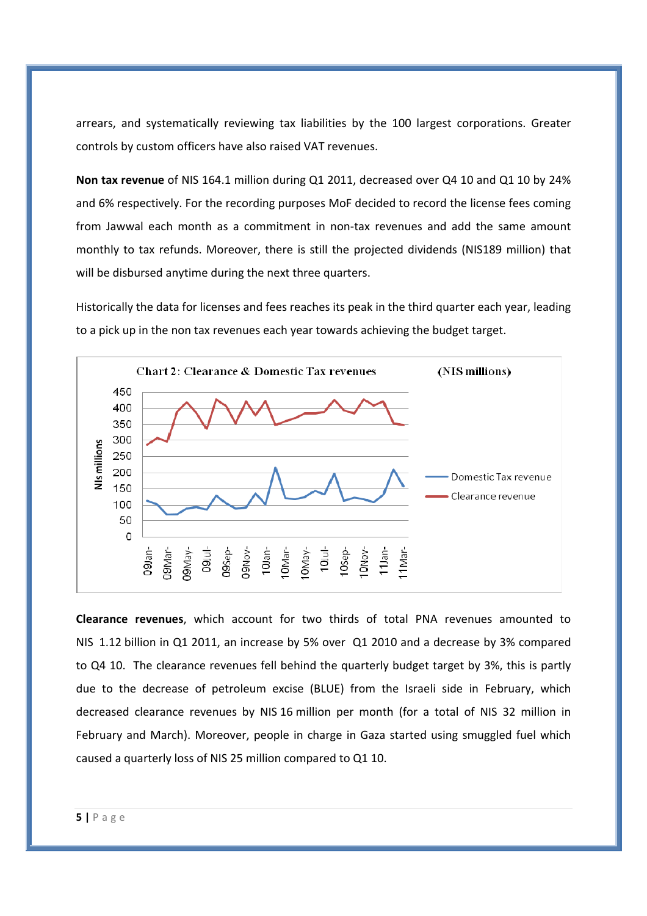arrears, and systematically reviewing tax liabilities by the 100 largest corporations. Greater controls by custom officers have also raised VAT revenues.

**Non tax revenue** of NIS 164.1 million during Q1 2011, decreased over Q4 10 and Q1 10 by 24% and 6% respectively. For the recording purposes MoF decided to record the license fees coming from Jawwal each month as a commitment in non-tax revenues and add the same amount monthly to tax refunds. Moreover, there is still the projected dividends (NIS189 million) that will be disbursed anytime during the next three quarters.

Historically the data for licenses and fees reaches its peak in the third quarter each year, leading to a pick up in the non tax revenues each year towards achieving the budget target.

Chart 2: Clearance & Domestic Tax revenues (NIS millions)

**Clearance revenues**, which account for two thirds of total PNA revenues amounted to NIS 1.12 billion in Q1 2011, an increase by 5% over Q1 2010 and a decrease by 3% compared to Q4 10. The clearance revenues fell behind the quarterly budget target by 3%, this is partly due to the decrease of petroleum excise (BLUE) from the Israeli side in February, which decreased clearance revenues by NIS 16 million per month (for a total of NIS 32 million in February and March). Moreover, people in charge in Gaza started using smuggled fuel which caused a quarterly loss of NIS 25 million compared to Q1 10.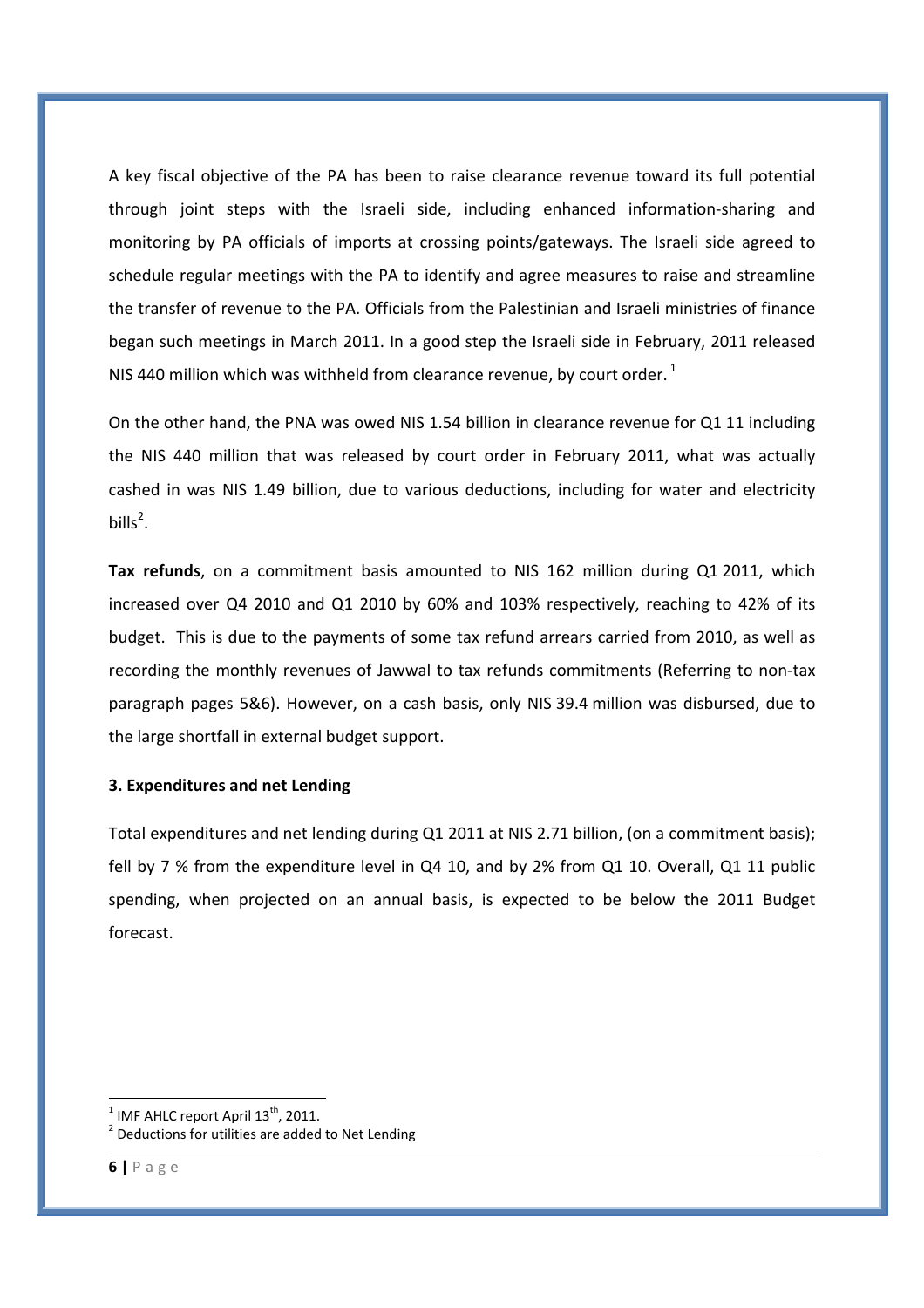A key fiscal objective of the PA has been to raise clearance revenue toward its full potential through joint steps with the Israeli side, including enhanced information-sharing and monitoring by PA officials of imports at crossing points/gateways. The Israeli side agreed to schedule regular meetings with the PA to identify and agree measures to raise and streamline the transfer of revenue to the PA. Officials from the Palestinian and Israeli ministries of finance began such meetings in March 2011. In a good step the Israeli side in February, 2011 released NIS 440 million which was withheld from clearance revenue, by court order. [1]

On the other hand, the PNA was owed NIS 1.54 billion in clearance revenue for Q1 11 including the NIS 440 million that was released by court order in February 2011, what was actually cashed in was NIS 1.49 billion, due to various deductions, including for water and electricity bills[2].

**Tax refunds**, on a commitment basis amounted to NIS 162 million during Q1 2011, which increased over Q4 2010 and Q1 2010 by 60% and 103% respectively, reaching to 42% of its budget. This is due to the payments of some tax refund arrears carried from 2010, as well as recording the monthly revenues of Jawwal to tax refunds commitments (Referring to non-tax paragraph pages 5&6). However, on a cash basis, only NIS 39.4 million was disbursed, due to the large shortfall in external budget support.

### 3. Expenditures and net Lending

Total expenditures and net lending during Q1 2011 at NIS 2.71 billion, (on a commitment basis); fell by 7 % from the expenditure level in Q4 10, and by 2% from Q1 10. Overall, Q1 11 public spending, when projected on an annual basis, is expected to be below the 2011 Budget forecast.

---

[1] IMF AHLC report April 13th, 2011.

[2] Deductions for utilities are added to Net Lending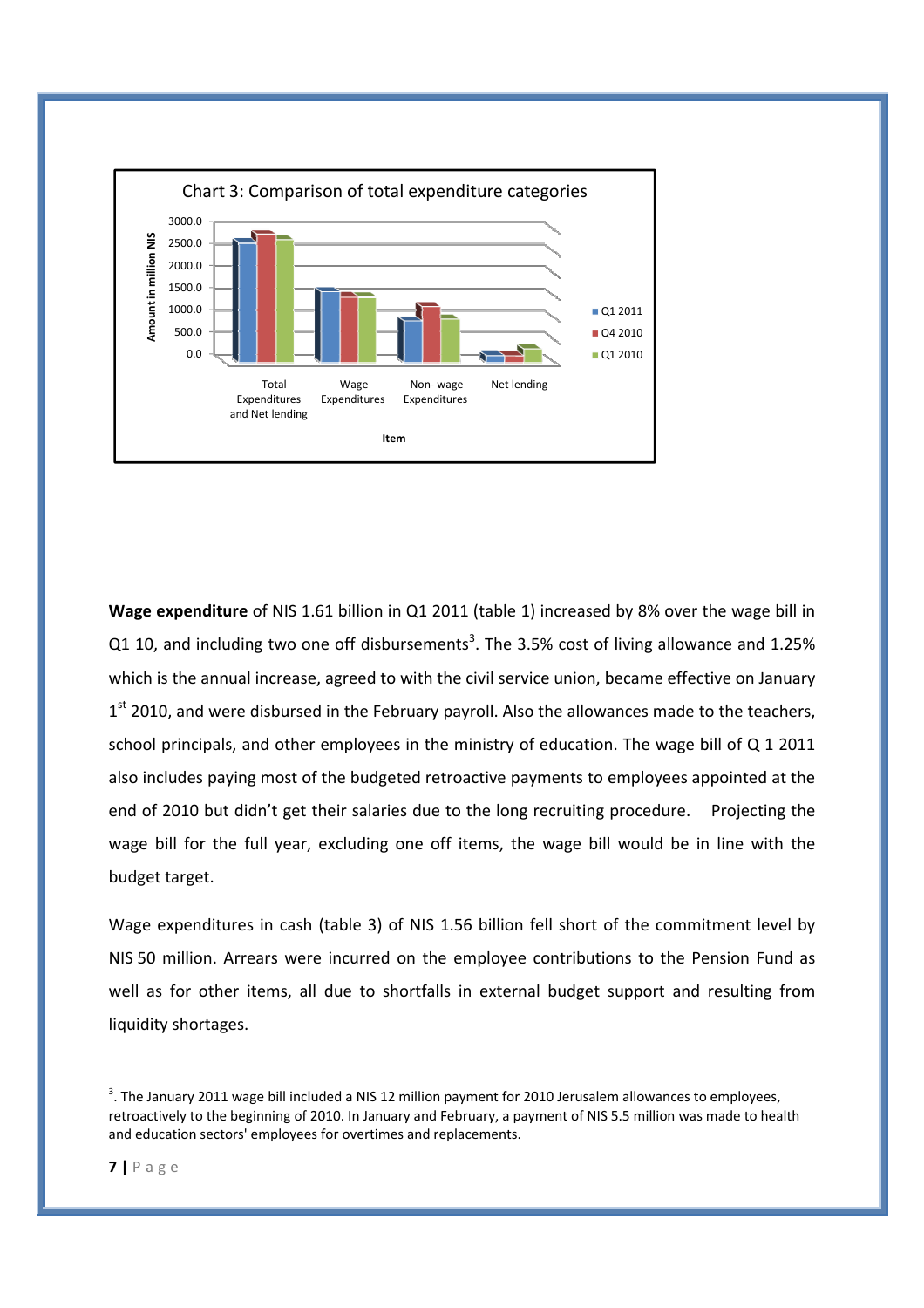Chart 3: Comparison of total expenditure categories

**Wage expenditure** of NIS 1.61 billion in Q1 2011 (table 1) increased by 8% over the wage bill in Q1 10, and including two one off disbursements[3]. The 3.5% cost of living allowance and 1.25% which is the annual increase, agreed to with the civil service union, became effective on January 1st 2010, and were disbursed in the February payroll. Also the allowances made to the teachers, school principals, and other employees in the ministry of education. The wage bill of Q 1 2011 also includes paying most of the budgeted retroactive payments to employees appointed at the end of 2010 but didn't get their salaries due to the long recruiting procedure. Projecting the wage bill for the full year, excluding one off items, the wage bill would be in line with the budget target.

Wage expenditures in cash (table 3) of NIS 1.56 billion fell short of the commitment level by NIS 50 million. Arrears were incurred on the employee contributions to the Pension Fund as well as for other items, all due to shortfalls in external budget support and resulting from liquidity shortages.

---

[3]. The January 2011 wage bill included a NIS 12 million payment for 2010 Jerusalem allowances to employees, retroactively to the beginning of 2010. In January and February, a payment of NIS 5.5 million was made to health and education sectors' employees for overtimes and replacements.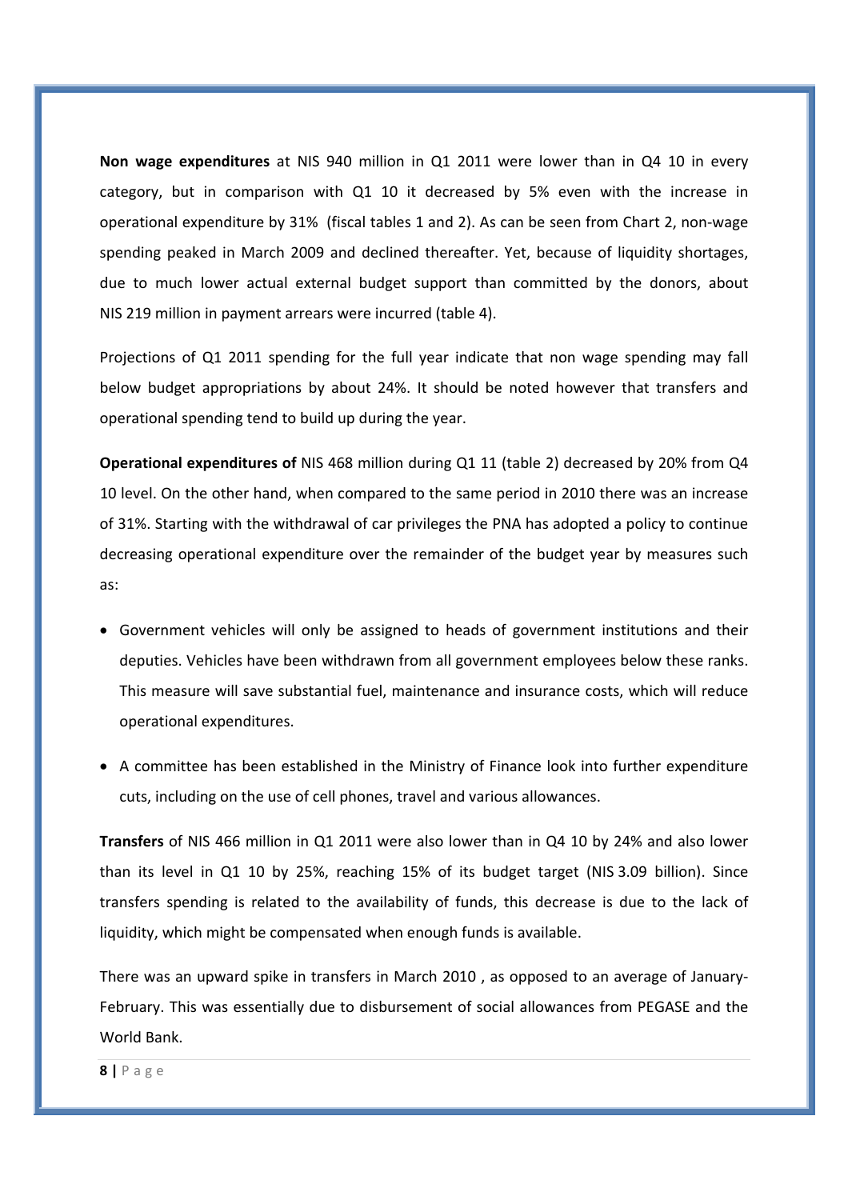**Non wage expenditures** at NIS 940 million in Q1 2011 were lower than in Q4 10 in every category, but in comparison with Q1 10 it decreased by 5% even with the increase in operational expenditure by 31% (fiscal tables 1 and 2). As can be seen from Chart 2, non-wage spending peaked in March 2009 and declined thereafter. Yet, because of liquidity shortages, due to much lower actual external budget support than committed by the donors, about NIS 219 million in payment arrears were incurred (table 4).

Projections of Q1 2011 spending for the full year indicate that non wage spending may fall below budget appropriations by about 24%. It should be noted however that transfers and operational spending tend to build up during the year.

**Operational expenditures of** NIS 468 million during Q1 11 (table 2) decreased by 20% from Q4 10 level. On the other hand, when compared to the same period in 2010 there was an increase of 31%. Starting with the withdrawal of car privileges the PNA has adopted a policy to continue decreasing operational expenditure over the remainder of the budget year by measures such as:

- Government vehicles will only be assigned to heads of government institutions and their deputies. Vehicles have been withdrawn from all government employees below these ranks. This measure will save substantial fuel, maintenance and insurance costs, which will reduce operational expenditures.
- A committee has been established in the Ministry of Finance look into further expenditure cuts, including on the use of cell phones, travel and various allowances.

**Transfers** of NIS 466 million in Q1 2011 were also lower than in Q4 10 by 24% and also lower than its level in Q1 10 by 25%, reaching 15% of its budget target (NIS 3.09 billion). Since transfers spending is related to the availability of funds, this decrease is due to the lack of liquidity, which might be compensated when enough funds is available.

There was an upward spike in transfers in March 2010 , as opposed to an average of January-February. This was essentially due to disbursement of social allowances from PEGASE and the World Bank.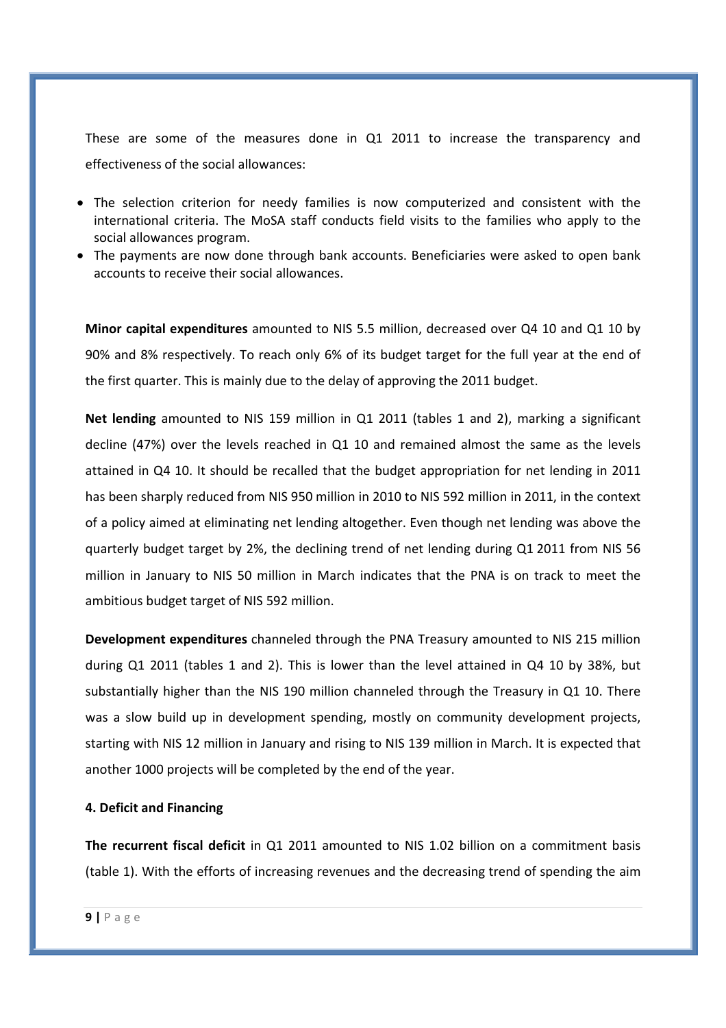These are some of the measures done in Q1 2011 to increase the transparency and effectiveness of the social allowances:

- The selection criterion for needy families is now computerized and consistent with the international criteria. The MoSA staff conducts field visits to the families who apply to the social allowances program.
- The payments are now done through bank accounts. Beneficiaries were asked to open bank accounts to receive their social allowances.

**Minor capital expenditures** amounted to NIS 5.5 million, decreased over Q4 10 and Q1 10 by 90% and 8% respectively. To reach only 6% of its budget target for the full year at the end of the first quarter. This is mainly due to the delay of approving the 2011 budget.

**Net lending** amounted to NIS 159 million in Q1 2011 (tables 1 and 2), marking a significant decline (47%) over the levels reached in Q1 10 and remained almost the same as the levels attained in Q4 10. It should be recalled that the budget appropriation for net lending in 2011 has been sharply reduced from NIS 950 million in 2010 to NIS 592 million in 2011, in the context of a policy aimed at eliminating net lending altogether. Even though net lending was above the quarterly budget target by 2%, the declining trend of net lending during Q1 2011 from NIS 56 million in January to NIS 50 million in March indicates that the PNA is on track to meet the ambitious budget target of NIS 592 million.

**Development expenditures** channeled through the PNA Treasury amounted to NIS 215 million during Q1 2011 (tables 1 and 2). This is lower than the level attained in Q4 10 by 38%, but substantially higher than the NIS 190 million channeled through the Treasury in Q1 10. There was a slow build up in development spending, mostly on community development projects, starting with NIS 12 million in January and rising to NIS 139 million in March. It is expected that another 1000 projects will be completed by the end of the year.

#### 4. Deficit and Financing

**The recurrent fiscal deficit** in Q1 2011 amounted to NIS 1.02 billion on a commitment basis (table 1). With the efforts of increasing revenues and the decreasing trend of spending the aim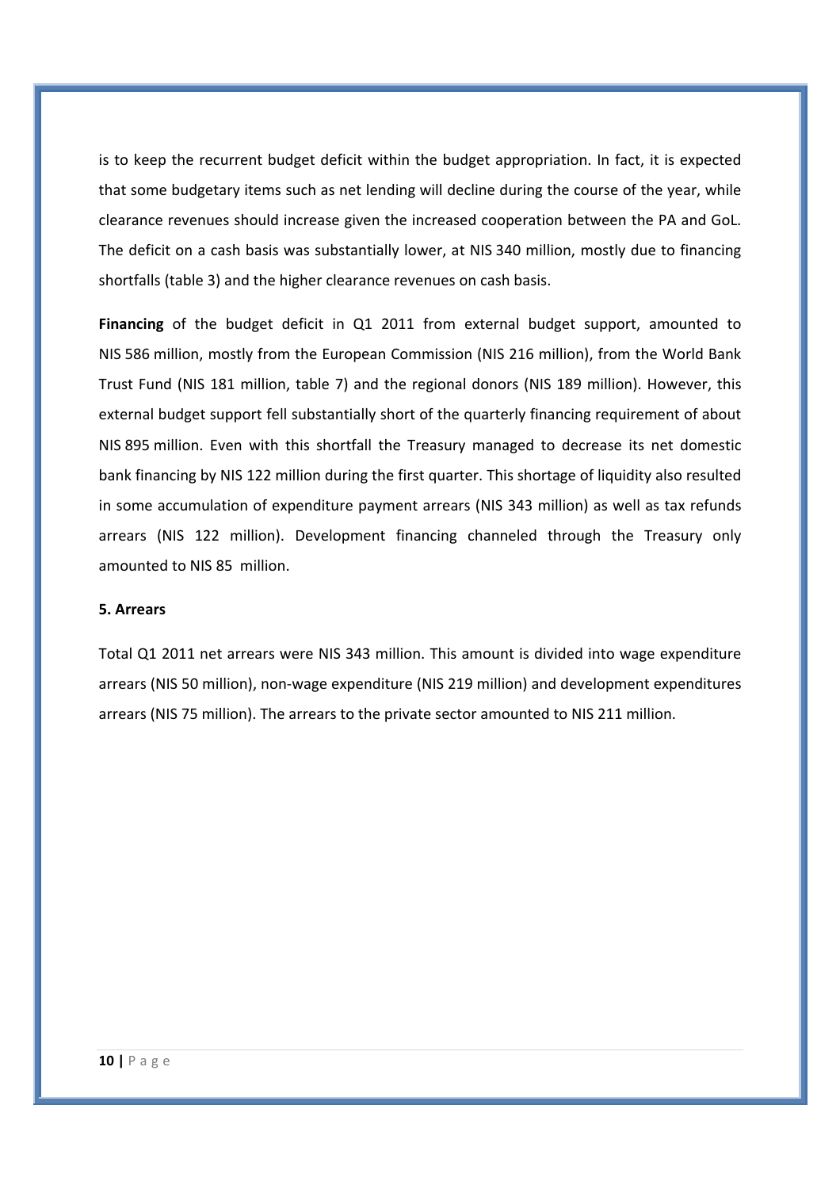is to keep the recurrent budget deficit within the budget appropriation. In fact, it is expected that some budgetary items such as net lending will decline during the course of the year, while clearance revenues should increase given the increased cooperation between the PA and GoL. The deficit on a cash basis was substantially lower, at NIS 340 million, mostly due to financing shortfalls (table 3) and the higher clearance revenues on cash basis.

**Financing** of the budget deficit in Q1 2011 from external budget support, amounted to NIS 586 million, mostly from the European Commission (NIS 216 million), from the World Bank Trust Fund (NIS 181 million, table 7) and the regional donors (NIS 189 million). However, this external budget support fell substantially short of the quarterly financing requirement of about NIS 895 million. Even with this shortfall the Treasury managed to decrease its net domestic bank financing by NIS 122 million during the first quarter. This shortage of liquidity also resulted in some accumulation of expenditure payment arrears (NIS 343 million) as well as tax refunds arrears (NIS 122 million). Development financing channeled through the Treasury only amounted to NIS 85 million.

### 5. Arrears

Total Q1 2011 net arrears were NIS 343 million. This amount is divided into wage expenditure arrears (NIS 50 million), non-wage expenditure (NIS 219 million) and development expenditures arrears (NIS 75 million). The arrears to the private sector amounted to NIS 211 million.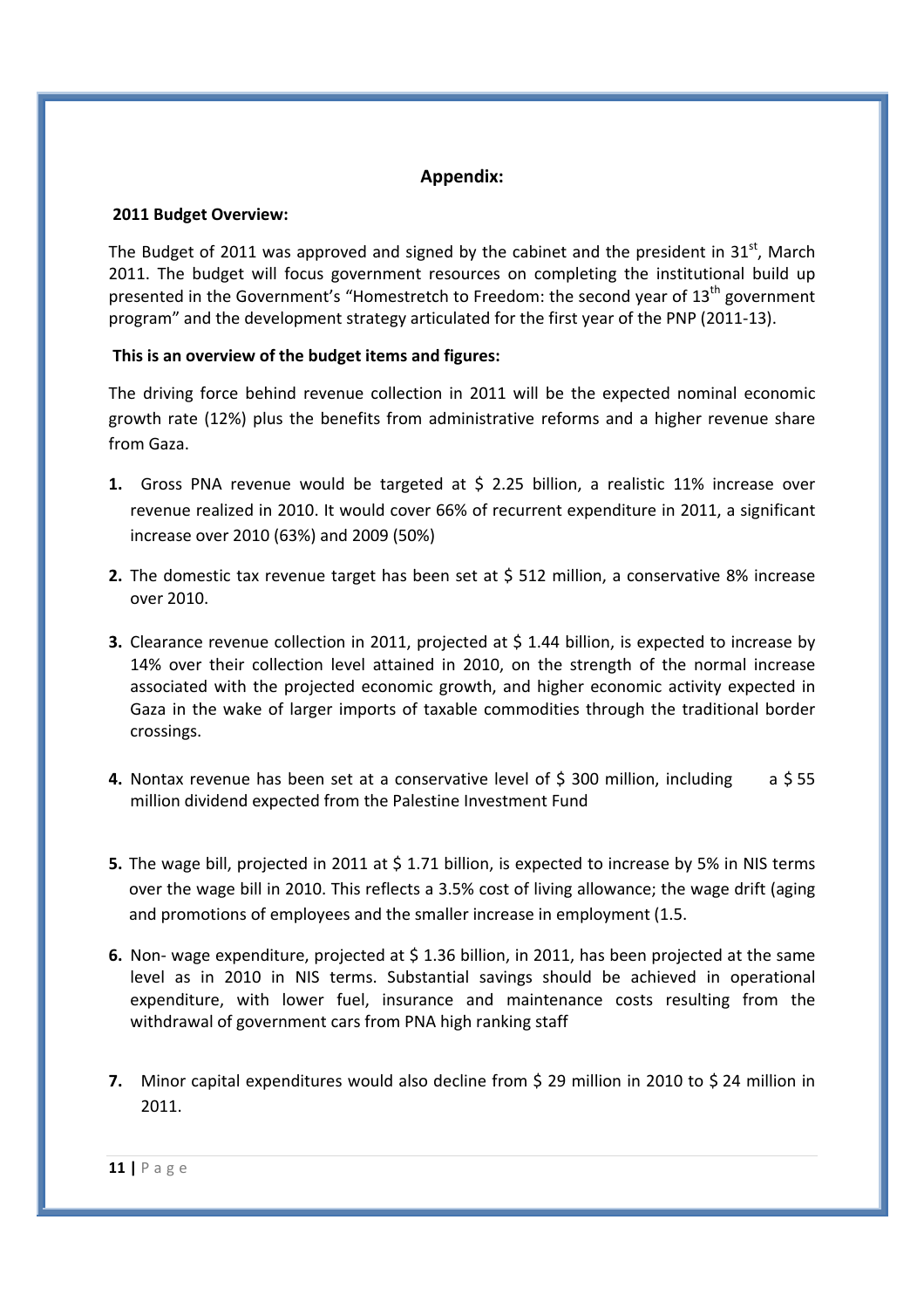## Appendix:

**2011 Budget Overview:**

The Budget of 2011 was approved and signed by the cabinet and the president in 31st, March 2011. The budget will focus government resources on completing the institutional build up presented in the Government's "Homestretch to Freedom: the second year of 13th government program" and the development strategy articulated for the first year of the PNP (2011-13).

**This is an overview of the budget items and figures:**

The driving force behind revenue collection in 2011 will be the expected nominal economic growth rate (12%) plus the benefits from administrative reforms and a higher revenue share from Gaza.

1. Gross PNA revenue would be targeted at $ 2.25 billion, a realistic 11% increase over revenue realized in 2010. It would cover 66% of recurrent expenditure in 2011, a significant increase over 2010 (63%) and 2009 (50%)
2. The domestic tax revenue target has been set at $ 512 million, a conservative 8% increase over 2010.
3. Clearance revenue collection in 2011, projected at $ 1.44 billion, is expected to increase by 14% over their collection level attained in 2010, on the strength of the normal increase associated with the projected economic growth, and higher economic activity expected in Gaza in the wake of larger imports of taxable commodities through the traditional border crossings.
4. Nontax revenue has been set at a conservative level of $ 300 million, including a $ 55 million dividend expected from the Palestine Investment Fund
5. The wage bill, projected in 2011 at $ 1.71 billion, is expected to increase by 5% in NIS terms over the wage bill in 2010. This reflects a 3.5% cost of living allowance; the wage drift (aging and promotions of employees and the smaller increase in employment (1.5.
6. Non- wage expenditure, projected at $ 1.36 billion, in 2011, has been projected at the same level as in 2010 in NIS terms. Substantial savings should be achieved in operational expenditure, with lower fuel, insurance and maintenance costs resulting from the withdrawal of government cars from PNA high ranking staff
7. Minor capital expenditures would also decline from $ 29 million in 2010 to $ 24 million in 2011.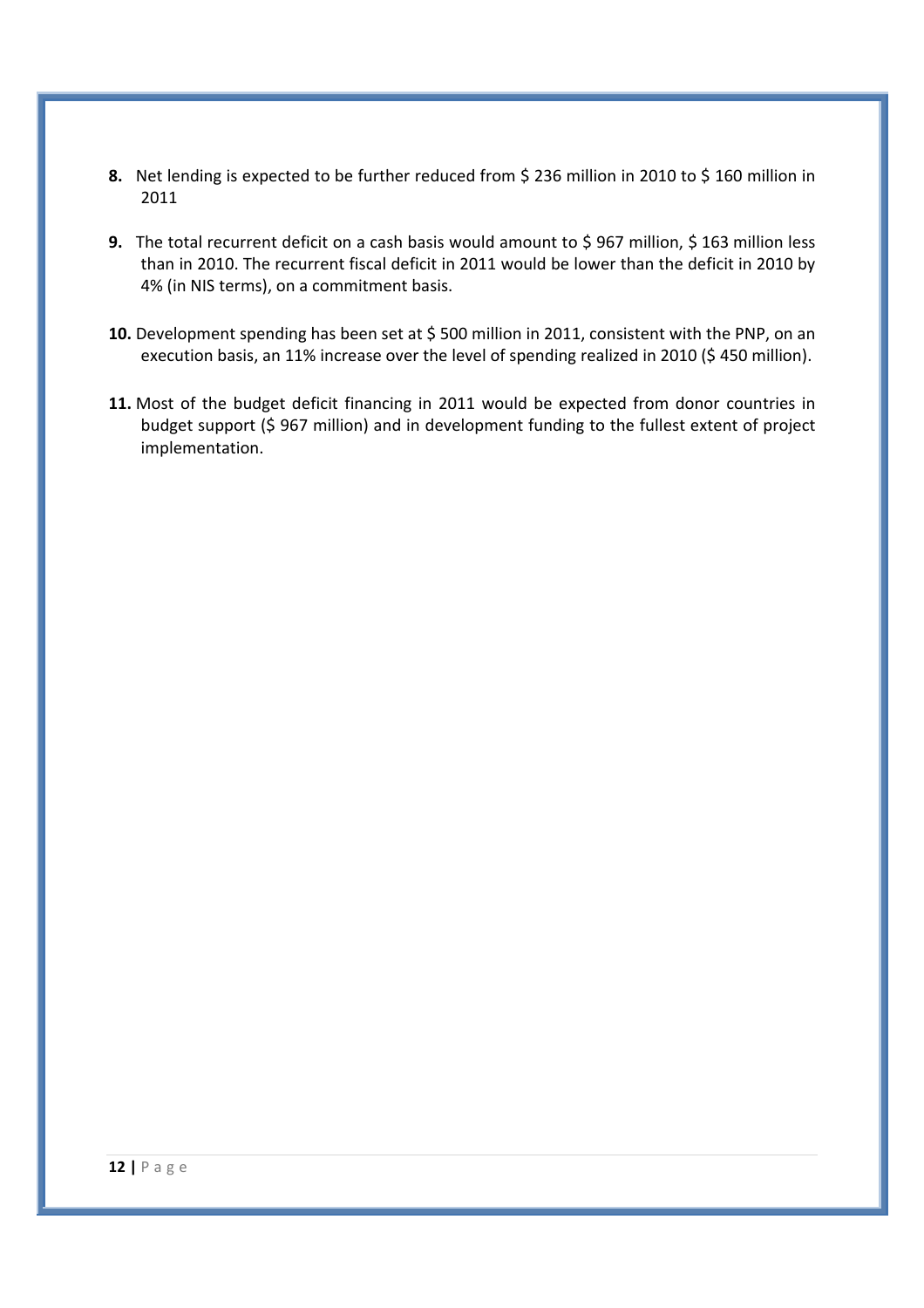**8.** Net lending is expected to be further reduced from $ 236 million in 2010 to $ 160 million in 2011

**9.** The total recurrent deficit on a cash basis would amount to $ 967 million, $ 163 million less than in 2010. The recurrent fiscal deficit in 2011 would be lower than the deficit in 2010 by 4% (in NIS terms), on a commitment basis.

**10.** Development spending has been set at $ 500 million in 2011, consistent with the PNP, on an execution basis, an 11% increase over the level of spending realized in 2010 ($ 450 million).

**11.** Most of the budget deficit financing in 2011 would be expected from donor countries in budget support ($ 967 million) and in development funding to the fullest extent of project implementation.